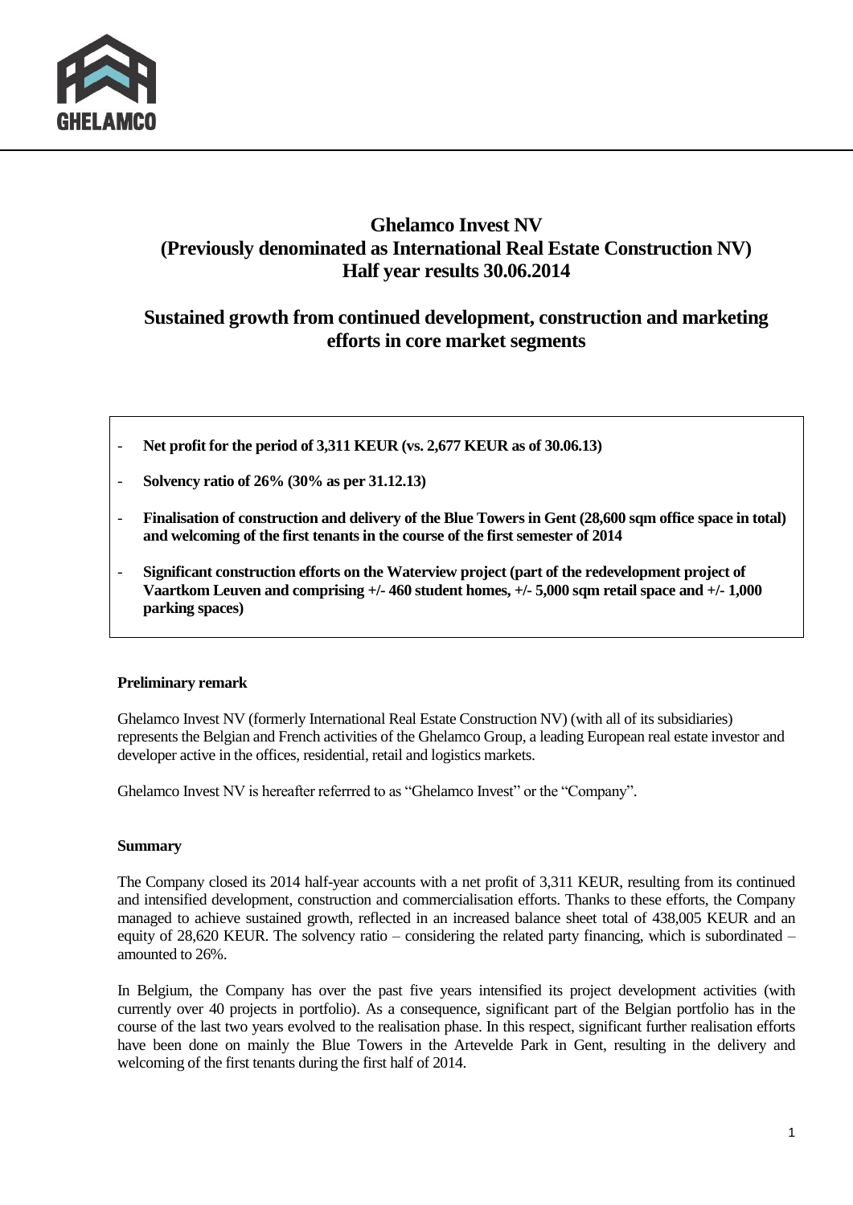# Ghelamco Invest NV
# (Previously denominated as International Real Estate Construction NV)
# Half year results 30.06.2014

## Sustained growth from continued development, construction and marketing efforts in core market segments

- **Net profit for the period of 3,311 KEUR (vs. 2,677 KEUR as of 30.06.13)**
- **Solvency ratio of 26% (30% as per 31.12.13)**
- **Finalisation of construction and delivery of the Blue Towers in Gent (28,600 sqm office space in total) and welcoming of the first tenants in the course of the first semester of 2014**
- **Significant construction efforts on the Waterview project (part of the redevelopment project of Vaartkom Leuven and comprising +/- 460 student homes, +/- 5,000 sqm retail space and +/- 1,000 parking spaces)**

### Preliminary remark

Ghelamco Invest NV (formerly International Real Estate Construction NV) (with all of its subsidiaries) represents the Belgian and French activities of the Ghelamco Group, a leading European real estate investor and developer active in the offices, residential, retail and logistics markets.

Ghelamco Invest NV is hereafter referrred to as "Ghelamco Invest" or the "Company".

### Summary

The Company closed its 2014 half-year accounts with a net profit of 3,311 KEUR, resulting from its continued and intensified development, construction and commercialisation efforts. Thanks to these efforts, the Company managed to achieve sustained growth, reflected in an increased balance sheet total of 438,005 KEUR and an equity of 28,620 KEUR. The solvency ratio – considering the related party financing, which is subordinated – amounted to 26%.

In Belgium, the Company has over the past five years intensified its project development activities (with currently over 40 projects in portfolio). As a consequence, significant part of the Belgian portfolio has in the course of the last two years evolved to the realisation phase. In this respect, significant further realisation efforts have been done on mainly the Blue Towers in the Artevelde Park in Gent, resulting in the delivery and welcoming of the first tenants during the first half of 2014.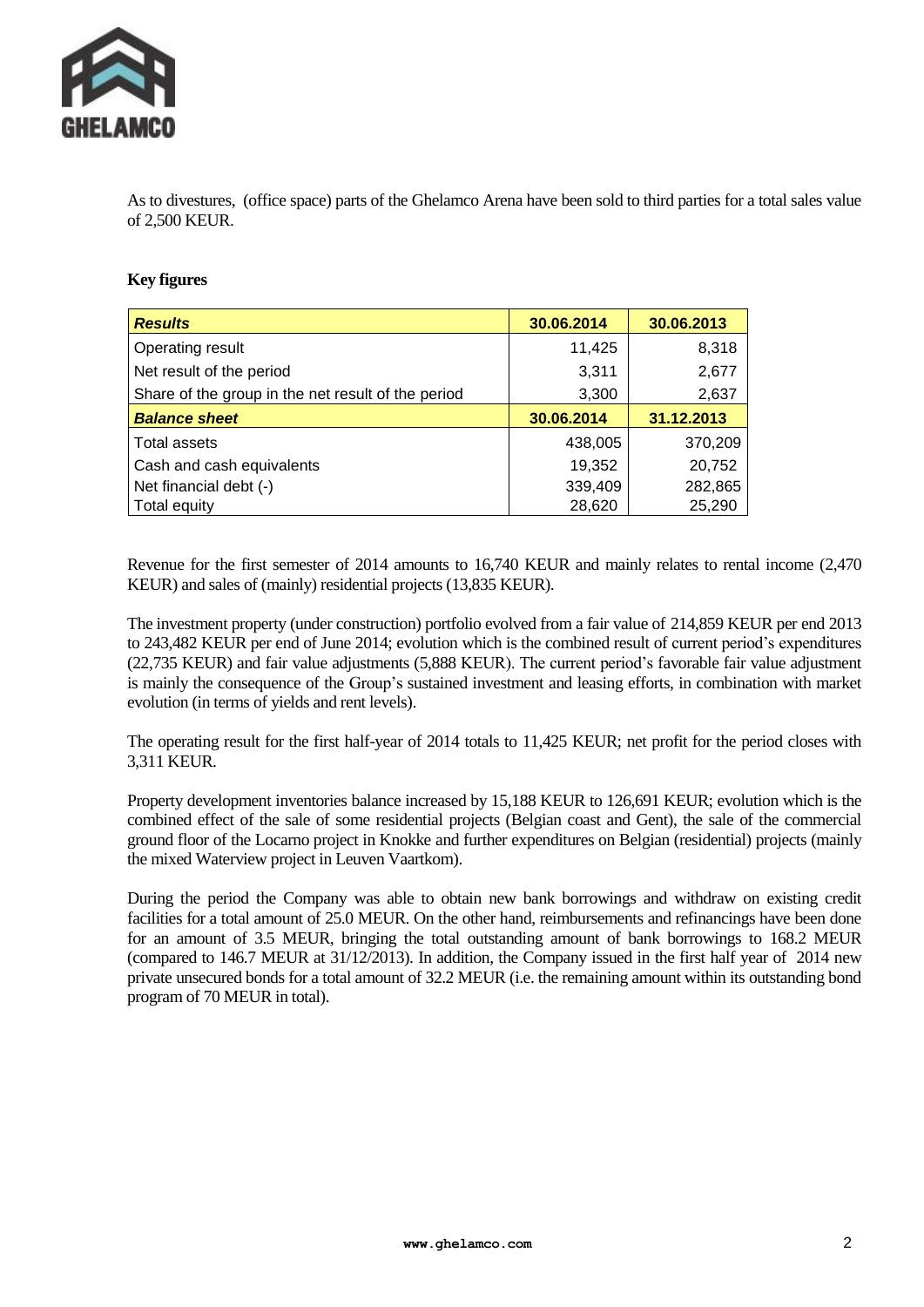As to divestures, (office space) parts of the Ghelamco Arena have been sold to third parties for a total sales value of 2,500 KEUR.

**Key figures**

| ***Results*** | **30.06.2014** | **30.06.2013** |
|---|---|---|
| Operating result | 11,425 | 8,318 |
| Net result of the period | 3,311 | 2,677 |
| Share of the group in the net result of the period | 3,300 | 2,637 |
| ***Balance sheet*** | **30.06.2014** | **31.12.2013** |
| Total assets | 438,005 | 370,209 |
| Cash and cash equivalents | 19,352 | 20,752 |
| Net financial debt (-) | 339,409 | 282,865 |
| Total equity | 28,620 | 25,290 |

Revenue for the first semester of 2014 amounts to 16,740 KEUR and mainly relates to rental income (2,470 KEUR) and sales of (mainly) residential projects (13,835 KEUR).

The investment property (under construction) portfolio evolved from a fair value of 214,859 KEUR per end 2013 to 243,482 KEUR per end of June 2014; evolution which is the combined result of current period's expenditures (22,735 KEUR) and fair value adjustments (5,888 KEUR). The current period's favorable fair value adjustment is mainly the consequence of the Group's sustained investment and leasing efforts, in combination with market evolution (in terms of yields and rent levels).

The operating result for the first half-year of 2014 totals to 11,425 KEUR; net profit for the period closes with 3,311 KEUR.

Property development inventories balance increased by 15,188 KEUR to 126,691 KEUR; evolution which is the combined effect of the sale of some residential projects (Belgian coast and Gent), the sale of the commercial ground floor of the Locarno project in Knokke and further expenditures on Belgian (residential) projects (mainly the mixed Waterview project in Leuven Vaartkom).

During the period the Company was able to obtain new bank borrowings and withdraw on existing credit facilities for a total amount of 25.0 MEUR. On the other hand, reimbursements and refinancings have been done for an amount of 3.5 MEUR, bringing the total outstanding amount of bank borrowings to 168.2 MEUR (compared to 146.7 MEUR at 31/12/2013). In addition, the Company issued in the first half year of 2014 new private unsecured bonds for a total amount of 32.2 MEUR (i.e. the remaining amount within its outstanding bond program of 70 MEUR in total).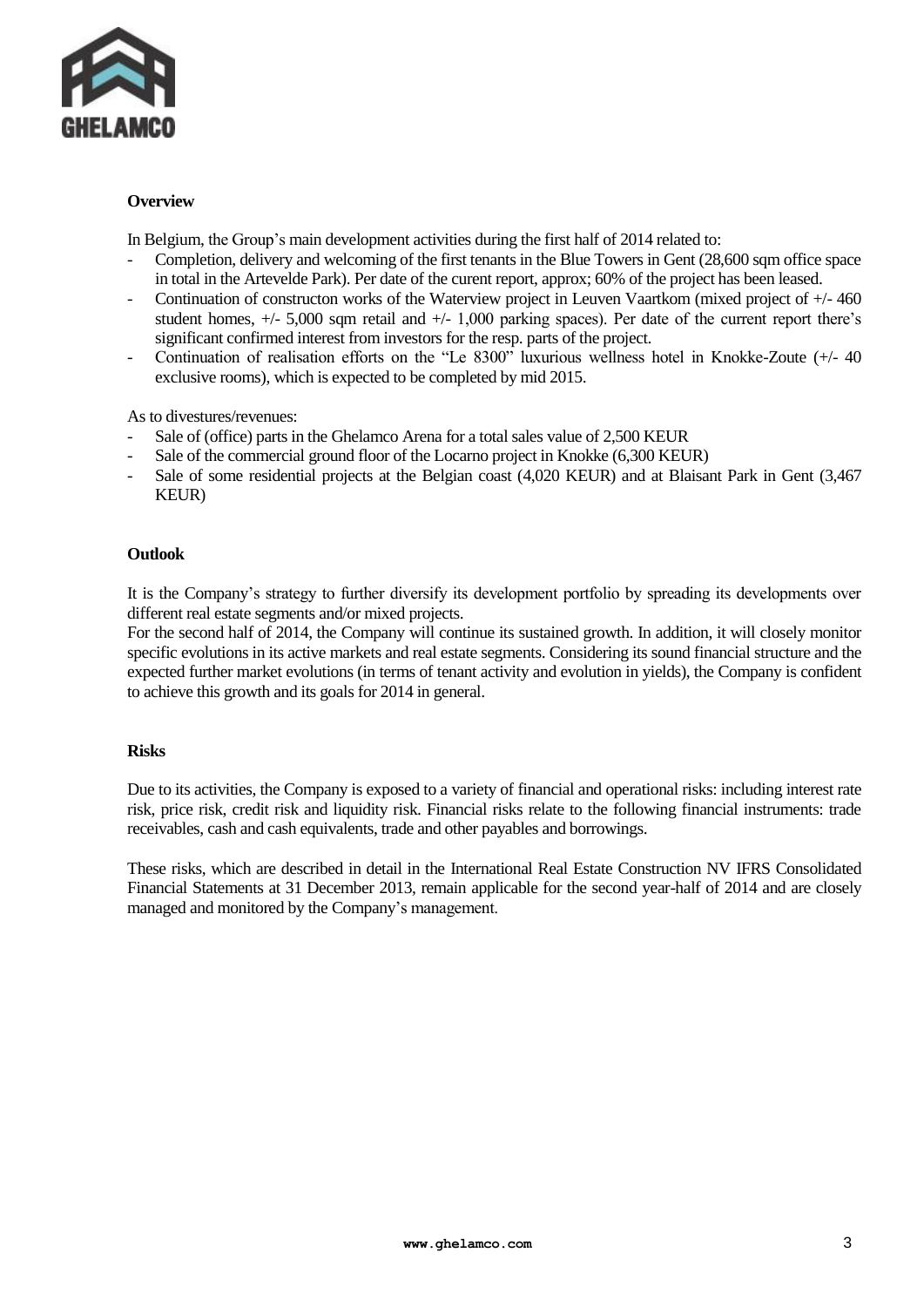### Overview

In Belgium, the Group's main development activities during the first half of 2014 related to:

- Completion, delivery and welcoming of the first tenants in the Blue Towers in Gent (28,600 sqm office space in total in the Artevelde Park). Per date of the curent report, approx; 60% of the project has been leased.
- Continuation of constructon works of the Waterview project in Leuven Vaartkom (mixed project of +/- 460 student homes, +/- 5,000 sqm retail and +/- 1,000 parking spaces). Per date of the current report there's significant confirmed interest from investors for the resp. parts of the project.
- Continuation of realisation efforts on the "Le 8300" luxurious wellness hotel in Knokke-Zoute (+/- 40 exclusive rooms), which is expected to be completed by mid 2015.

As to divestures/revenues:

- Sale of (office) parts in the Ghelamco Arena for a total sales value of 2,500 KEUR
- Sale of the commercial ground floor of the Locarno project in Knokke (6,300 KEUR)
- Sale of some residential projects at the Belgian coast (4,020 KEUR) and at Blaisant Park in Gent (3,467 KEUR)

### Outlook

It is the Company's strategy to further diversify its development portfolio by spreading its developments over different real estate segments and/or mixed projects.
For the second half of 2014, the Company will continue its sustained growth. In addition, it will closely monitor specific evolutions in its active markets and real estate segments. Considering its sound financial structure and the expected further market evolutions (in terms of tenant activity and evolution in yields), the Company is confident to achieve this growth and its goals for 2014 in general.

### Risks

Due to its activities, the Company is exposed to a variety of financial and operational risks: including interest rate risk, price risk, credit risk and liquidity risk. Financial risks relate to the following financial instruments: trade receivables, cash and cash equivalents, trade and other payables and borrowings.

These risks, which are described in detail in the International Real Estate Construction NV IFRS Consolidated Financial Statements at 31 December 2013, remain applicable for the second year-half of 2014 and are closely managed and monitored by the Company's management.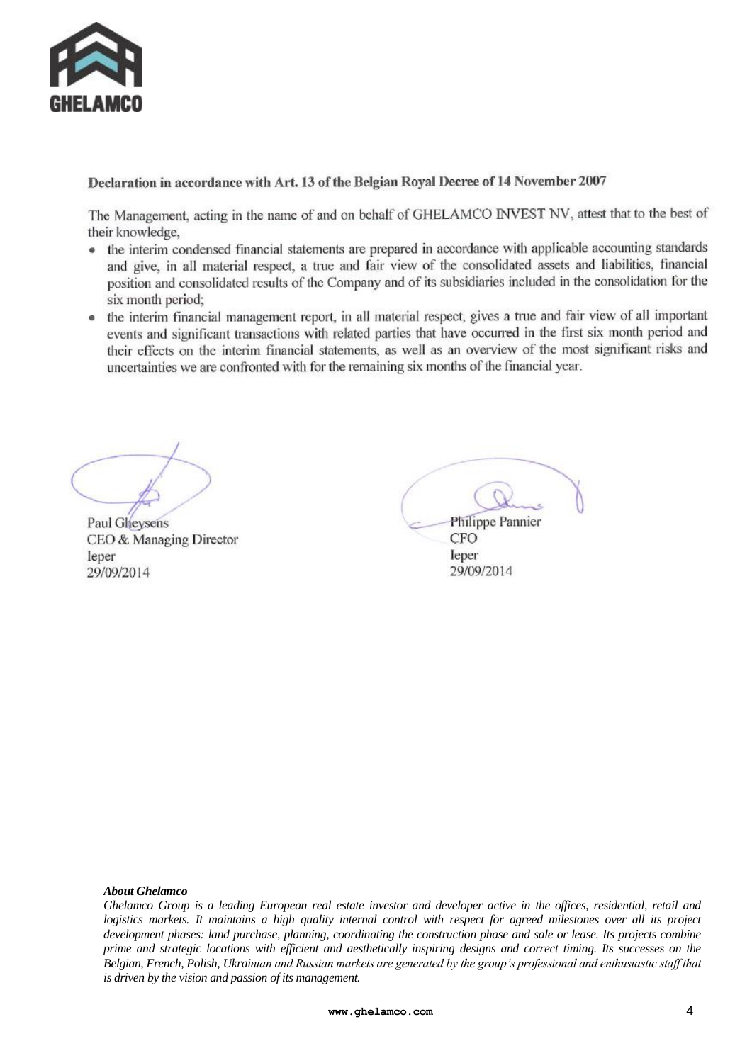### Declaration in accordance with Art. 13 of the Belgian Royal Decree of 14 November 2007

The Management, acting in the name of and on behalf of GHELAMCO INVEST NV, attest that to the best of their knowledge,

- the interim condensed financial statements are prepared in accordance with applicable accounting standards and give, in all material respect, a true and fair view of the consolidated assets and liabilities, financial position and consolidated results of the Company and of its subsidiaries included in the consolidation for the six month period;
- the interim financial management report, in all material respect, gives a true and fair view of all important events and significant transactions with related parties that have occurred in the first six month period and their effects on the interim financial statements, as well as an overview of the most significant risks and uncertainties we are confronted with for the remaining six months of the financial year.

Paul Gheysens
CEO & Managing Director
Ieper
29/09/2014

Philippe Pannier
CFO
Ieper
29/09/2014

***About Ghelamco***

*Ghelamco Group is a leading European real estate investor and developer active in the offices, residential, retail and logistics markets. It maintains a high quality internal control with respect for agreed milestones over all its project development phases: land purchase, planning, coordinating the construction phase and sale or lease. Its projects combine prime and strategic locations with efficient and aesthetically inspiring designs and correct timing. Its successes on the Belgian, French, Polish, Ukrainian and Russian markets are generated by the group's professional and enthusiastic staff that is driven by the vision and passion of its management.*

www.ghelamco.com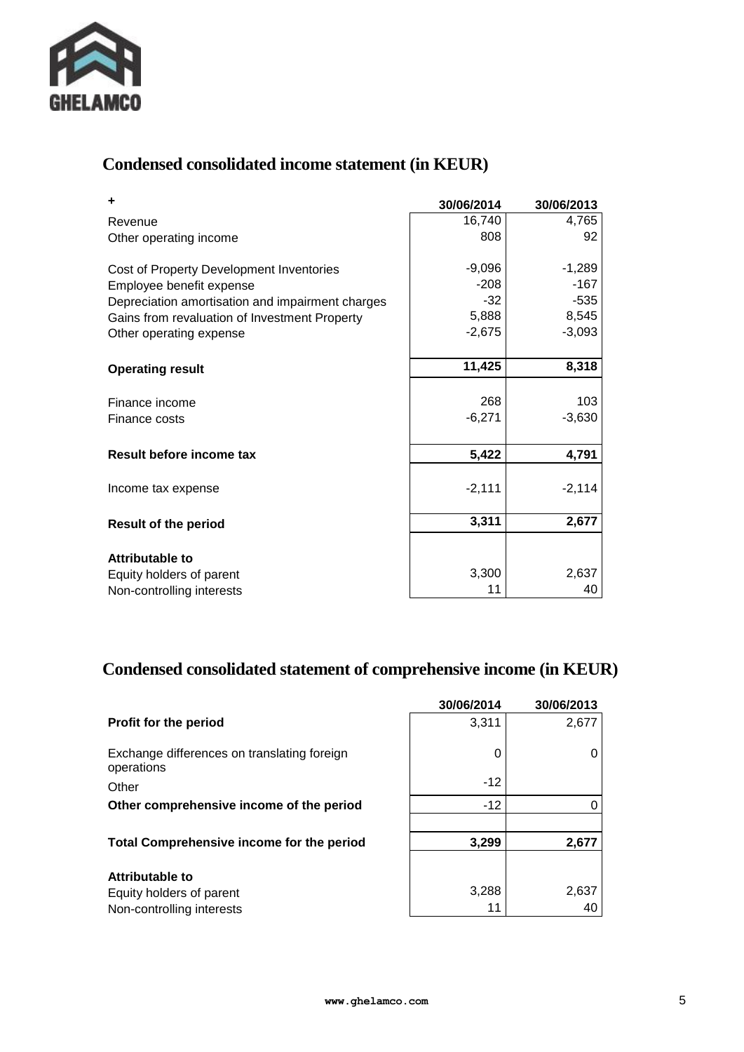## Condensed consolidated income statement (in KEUR)

| + | 30/06/2014 | 30/06/2013 |
|---|---|---|
| Revenue | 16,740 | 4,765 |
| Other operating income | 808 | 92 |
| | | |
| Cost of Property Development Inventories | -9,096 | -1,289 |
| Employee benefit expense | -208 | -167 |
| Depreciation amortisation and impairment charges | -32 | -535 |
| Gains from revaluation of Investment Property | 5,888 | 8,545 |
| Other operating expense | -2,675 | -3,093 |
| | | |
| **Operating result** | **11,425** | **8,318** |
| | | |
| Finance income | 268 | 103 |
| Finance costs | -6,271 | -3,630 |
| | | |
| **Result before income tax** | **5,422** | **4,791** |
| | | |
| Income tax expense | -2,111 | -2,114 |
| | | |
| **Result of the period** | **3,311** | **2,677** |
| | | |
| **Attributable to** | | |
| Equity holders of parent | 3,300 | 2,637 |
| Non-controlling interests | 11 | 40 |

## Condensed consolidated statement of comprehensive income (in KEUR)

| | 30/06/2014 | 30/06/2013 |
|---|---|---|
| **Profit for the period** | 3,311 | 2,677 |
| | | |
| Exchange differences on translating foreign operations | 0 | 0 |
| Other | -12 | |
| **Other comprehensive income of the period** | -12 | 0 |
| | | |
| **Total Comprehensive income for the period** | **3,299** | **2,677** |
| | | |
| **Attributable to** | | |
| Equity holders of parent | 3,288 | 2,637 |
| Non-controlling interests | 11 | 40 |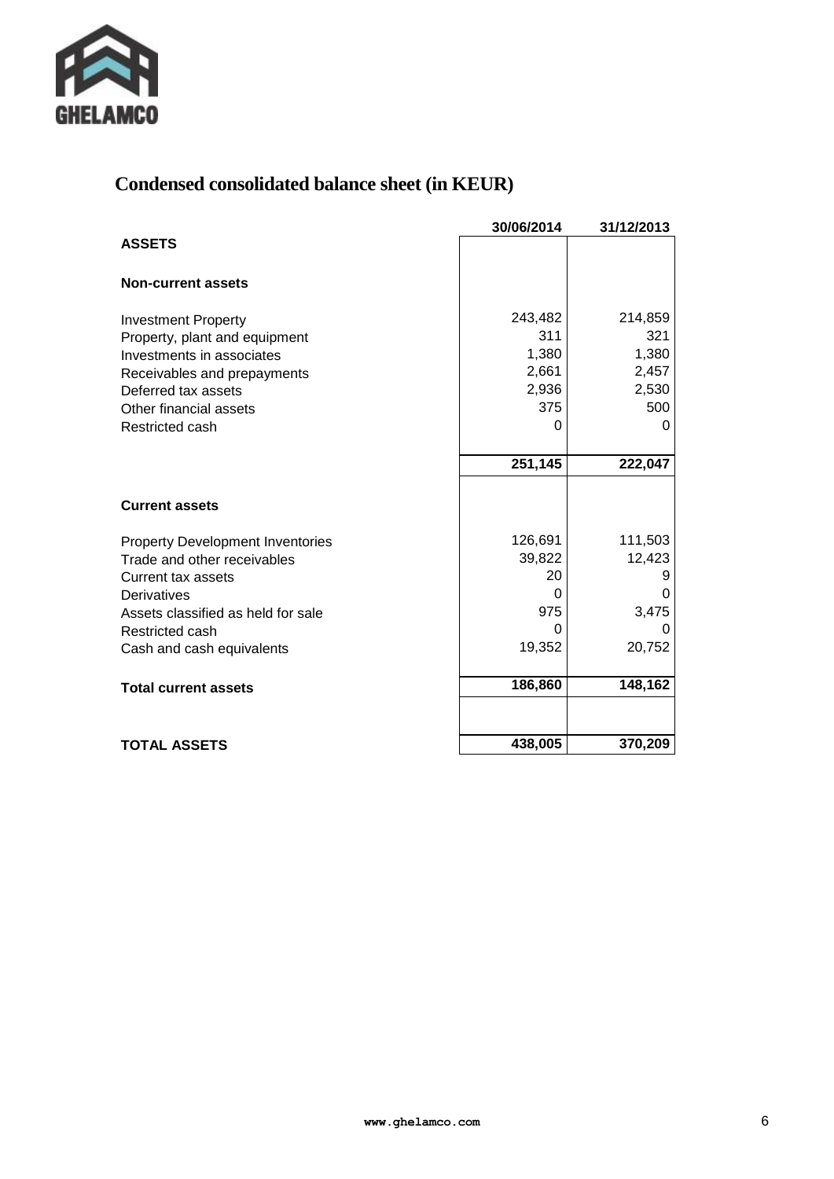## Condensed consolidated balance sheet (in KEUR)

| | 30/06/2014 | 31/12/2013 |
|---|---|---|
| **ASSETS** | | |
| **Non-current assets** | | |
| Investment Property | 243,482 | 214,859 |
| Property, plant and equipment | 311 | 321 |
| Investments in associates | 1,380 | 1,380 |
| Receivables and prepayments | 2,661 | 2,457 |
| Deferred tax assets | 2,936 | 2,530 |
| Other financial assets | 375 | 500 |
| Restricted cash | 0 | 0 |
| | **251,145** | **222,047** |
| **Current assets** | | |
| Property Development Inventories | 126,691 | 111,503 |
| Trade and other receivables | 39,822 | 12,423 |
| Current tax assets | 20 | 9 |
| Derivatives | 0 | 0 |
| Assets classified as held for sale | 975 | 3,475 |
| Restricted cash | 0 | 0 |
| Cash and cash equivalents | 19,352 | 20,752 |
| **Total current assets** | **186,860** | **148,162** |
| **TOTAL ASSETS** | **438,005** | **370,209** |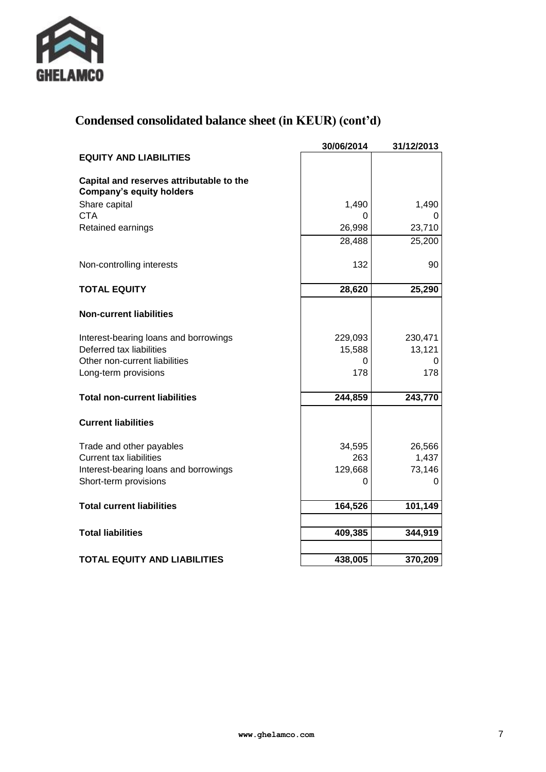## Condensed consolidated balance sheet (in KEUR) (cont'd)

| | 30/06/2014 | 31/12/2013 |
|---|---|---|
| **EQUITY AND LIABILITIES** | | |
| **Capital and reserves attributable to the Company's equity holders** | | |
| Share capital | 1,490 | 1,490 |
| CTA | 0 | 0 |
| Retained earnings | 26,998 | 23,710 |
| | 28,488 | 25,200 |
| Non-controlling interests | 132 | 90 |
| **TOTAL EQUITY** | **28,620** | **25,290** |
| **Non-current liabilities** | | |
| Interest-bearing loans and borrowings | 229,093 | 230,471 |
| Deferred tax liabilities | 15,588 | 13,121 |
| Other non-current liabilities | 0 | 0 |
| Long-term provisions | 178 | 178 |
| **Total non-current liabilities** | **244,859** | **243,770** |
| **Current liabilities** | | |
| Trade and other payables | 34,595 | 26,566 |
| Current tax liabilities | 263 | 1,437 |
| Interest-bearing loans and borrowings | 129,668 | 73,146 |
| Short-term provisions | 0 | 0 |
| **Total current liabilities** | **164,526** | **101,149** |
| **Total liabilities** | **409,385** | **344,919** |
| **TOTAL EQUITY AND LIABILITIES** | **438,005** | **370,209** |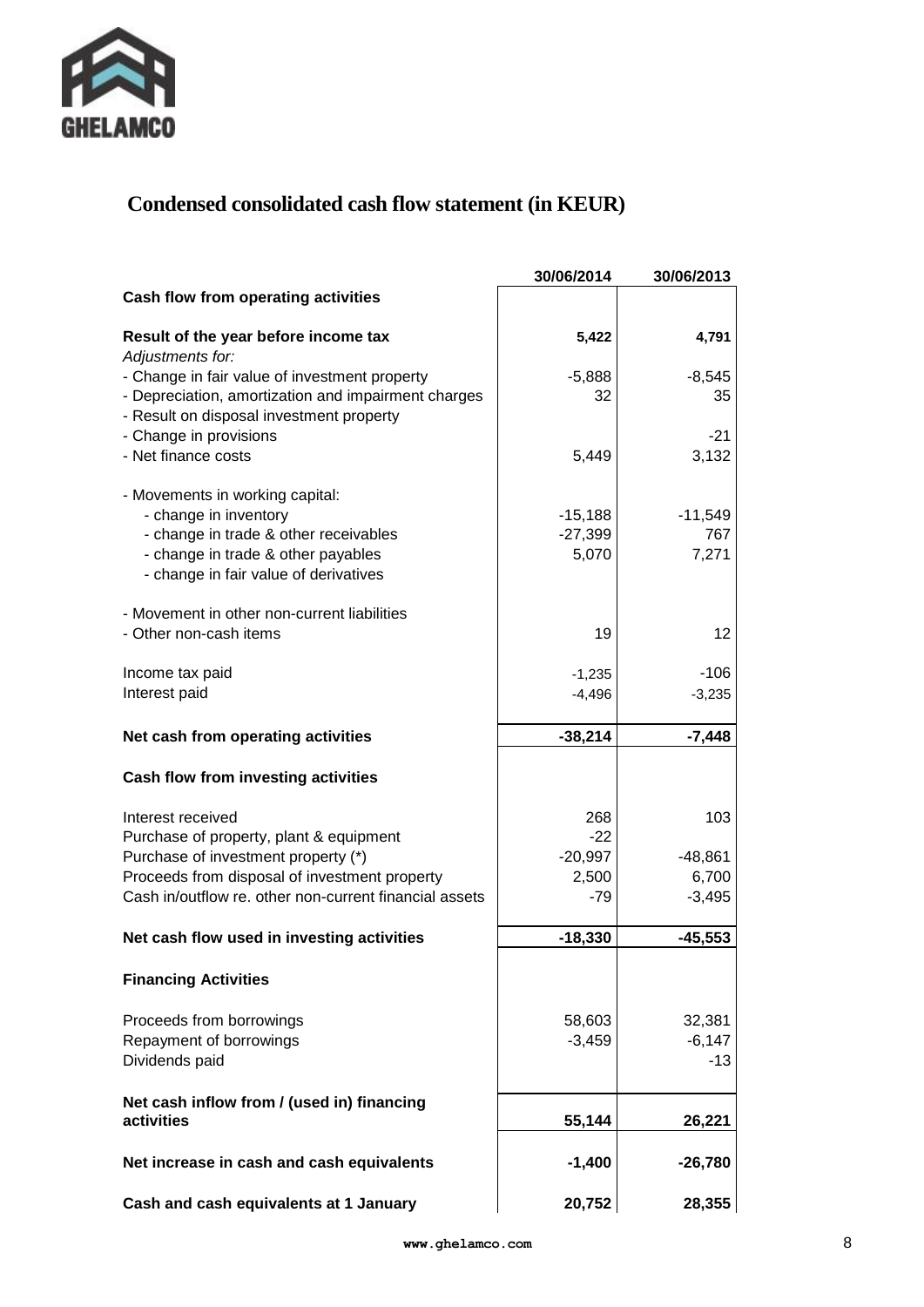# Condensed consolidated cash flow statement (in KEUR)

| | 30/06/2014 | 30/06/2013 |
|---|---|---|
| **Cash flow from operating activities** | | |
| | | |
| **Result of the year before income tax** | **5,422** | **4,791** |
| *Adjustments for:* | | |
| - Change in fair value of investment property | -5,888 | -8,545 |
| - Depreciation, amortization and impairment charges | 32 | 35 |
| - Result on disposal investment property | | |
| - Change in provisions | | -21 |
| - Net finance costs | 5,449 | 3,132 |
| | | |
| - Movements in working capital: | | |
| - change in inventory | -15,188 | -11,549 |
| - change in trade & other receivables | -27,399 | 767 |
| - change in trade & other payables | 5,070 | 7,271 |
| - change in fair value of derivatives | | |
| | | |
| - Movement in other non-current liabilities | | |
| - Other non-cash items | 19 | 12 |
| | | |
| Income tax paid | -1,235 | -106 |
| Interest paid | -4,496 | -3,235 |
| | | |
| **Net cash from operating activities** | **-38,214** | **-7,448** |
| | | |
| **Cash flow from investing activities** | | |
| | | |
| Interest received | 268 | 103 |
| Purchase of property, plant & equipment | -22 | |
| Purchase of investment property (*) | -20,997 | -48,861 |
| Proceeds from disposal of investment property | 2,500 | 6,700 |
| Cash in/outflow re. other non-current financial assets | -79 | -3,495 |
| | | |
| **Net cash flow used in investing activities** | **-18,330** | **-45,553** |
| | | |
| **Financing Activities** | | |
| | | |
| Proceeds from borrowings | 58,603 | 32,381 |
| Repayment of borrowings | -3,459 | -6,147 |
| Dividends paid | | -13 |
| | | |
| **Net cash inflow from / (used in) financing activities** | **55,144** | **26,221** |
| | | |
| **Net increase in cash and cash equivalents** | **-1,400** | **-26,780** |
| | | |
| **Cash and cash equivalents at 1 January** | **20,752** | **28,355** |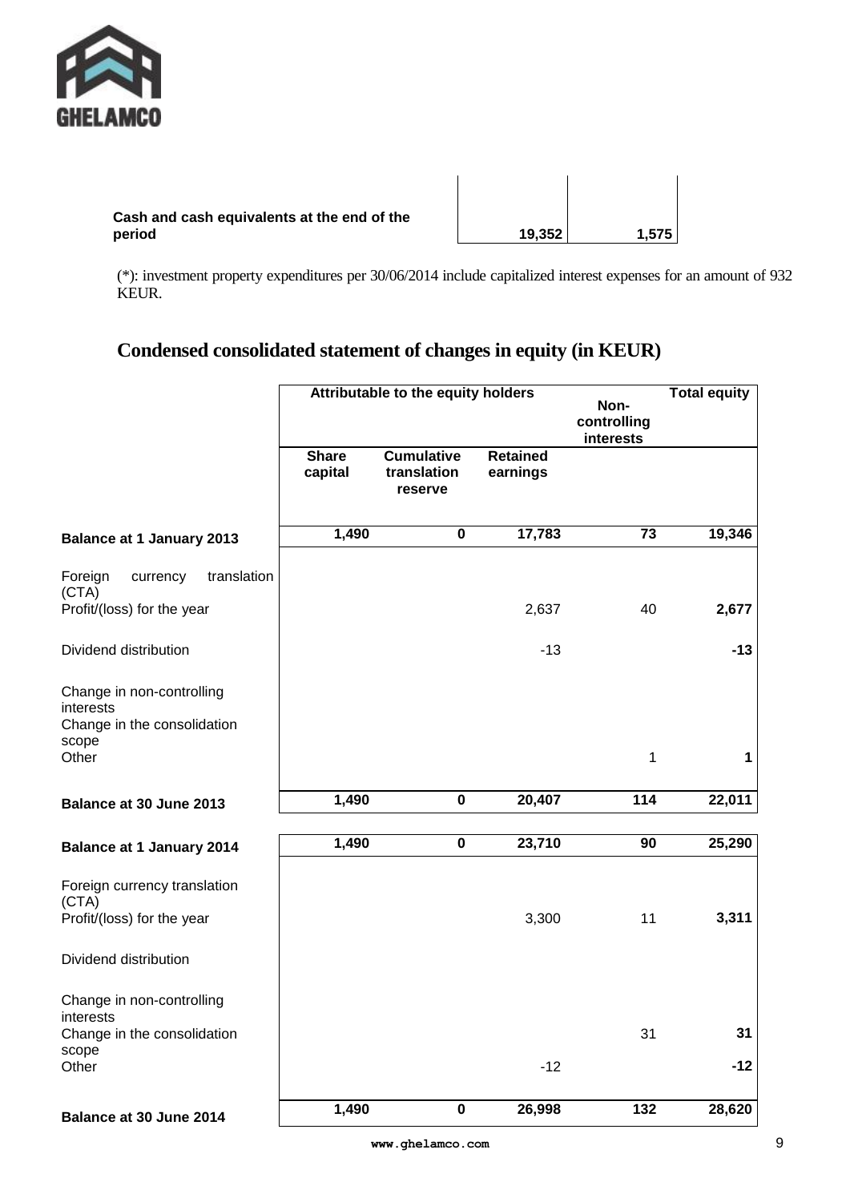| | | |
|---|---|---|
| **Cash and cash equivalents at the end of the period** | **19,352** | **1,575** |

(*): investment property expenditures per 30/06/2014 include capitalized interest expenses for an amount of 932 KEUR.

## Condensed consolidated statement of changes in equity (in KEUR)

| | Attributable to the equity holders | | | Non-controlling interests | Total equity |
|---|---|---|---|---|---|
| | **Share capital** | **Cumulative translation reserve** | **Retained earnings** | | |
| **Balance at 1 January 2013** | **1,490** | **0** | **17,783** | **73** | **19,346** |
| Foreign currency translation (CTA) | | | | | |
| Profit/(loss) for the year | | | 2,637 | 40 | **2,677** |
| Dividend distribution | | | -13 | | **-13** |
| Change in non-controlling interests | | | | | |
| Change in the consolidation scope | | | | | |
| Other | | | | 1 | **1** |
| **Balance at 30 June 2013** | **1,490** | **0** | **20,407** | **114** | **22,011** |
| **Balance at 1 January 2014** | **1,490** | **0** | **23,710** | **90** | **25,290** |
| Foreign currency translation (CTA) | | | | | |
| Profit/(loss) for the year | | | 3,300 | 11 | **3,311** |
| Dividend distribution | | | | | |
| Change in non-controlling interests | | | | | |
| Change in the consolidation scope | | | | 31 | **31** |
| Other | | | -12 | | **-12** |
| **Balance at 30 June 2014** | **1,490** | **0** | **26,998** | **132** | **28,620** |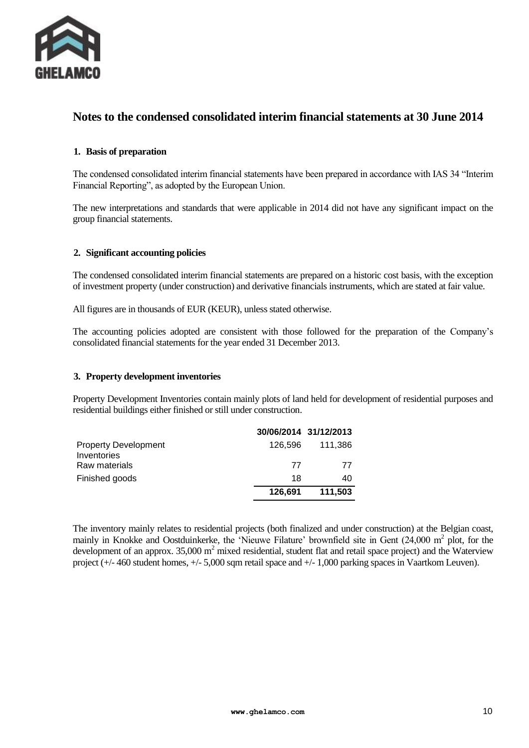# Notes to the condensed consolidated interim financial statements at 30 June 2014

## 1. Basis of preparation

The condensed consolidated interim financial statements have been prepared in accordance with IAS 34 "Interim Financial Reporting", as adopted by the European Union.

The new interpretations and standards that were applicable in 2014 did not have any significant impact on the group financial statements.

## 2. Significant accounting policies

The condensed consolidated interim financial statements are prepared on a historic cost basis, with the exception of investment property (under construction) and derivative financials instruments, which are stated at fair value.

All figures are in thousands of EUR (KEUR), unless stated otherwise.

The accounting policies adopted are consistent with those followed for the preparation of the Company's consolidated financial statements for the year ended 31 December 2013.

## 3. Property development inventories

Property Development Inventories contain mainly plots of land held for development of residential purposes and residential buildings either finished or still under construction.

| | 30/06/2014 | 31/12/2013 |
|---|---|---|
| Property Development Inventories | 126,596 | 111,386 |
| Raw materials | 77 | 77 |
| Finished goods | 18 | 40 |
| | **126,691** | **111,503** |

The inventory mainly relates to residential projects (both finalized and under construction) at the Belgian coast, mainly in Knokke and Oostduinkerke, the 'Nieuwe Filature' brownfield site in Gent (24,000 $m^2$ plot, for the development of an approx. 35,000 $m^2$ mixed residential, student flat and retail space project) and the Waterview project (+/- 460 student homes, +/- 5,000 sqm retail space and +/- 1,000 parking spaces in Vaartkom Leuven).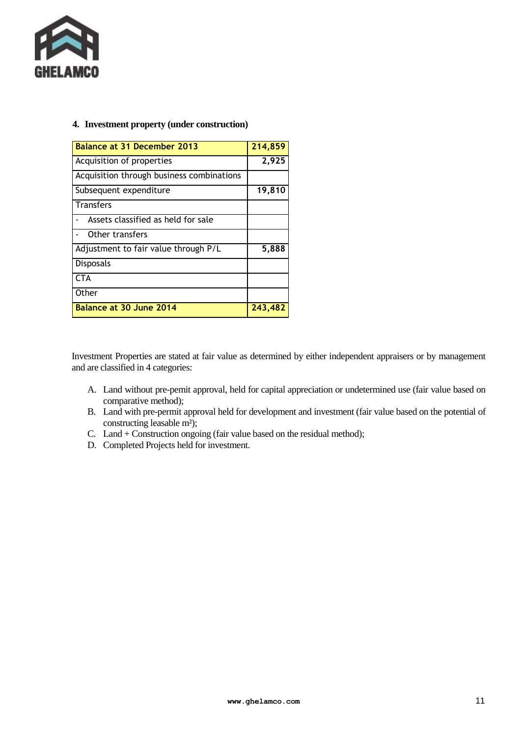## 4. Investment property (under construction)

| Balance at 31 December 2013 | 214,859 |
|---|---|
| Acquisition of properties | 2,925 |
| Acquisition through business combinations | |
| Subsequent expenditure | 19,810 |
| Transfers | |
| - Assets classified as held for sale | |
| - Other transfers | |
| Adjustment to fair value through P/L | 5,888 |
| Disposals | |
| CTA | |
| Other | |
| **Balance at 30 June 2014** | **243,482** |

Investment Properties are stated at fair value as determined by either independent appraisers or by management and are classified in 4 categories:

A. Land without pre-pemit approval, held for capital appreciation or undetermined use (fair value based on comparative method);
B. Land with pre-permit approval held for development and investment (fair value based on the potential of constructing leasable m²);
C. Land + Construction ongoing (fair value based on the residual method);
D. Completed Projects held for investment.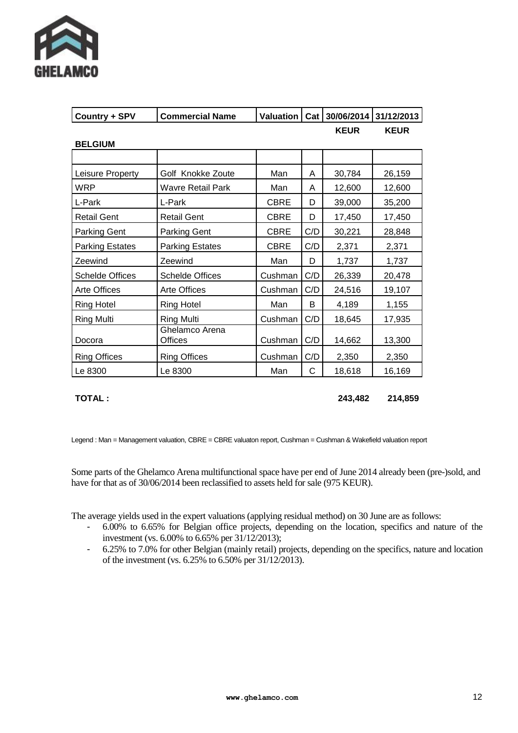| Country + SPV | Commercial Name | Valuation | Cat | 30/06/2014 | 31/12/2013 |
|---|---|---|---|---|---|
| | | | | KEUR | KEUR |
| **BELGIUM** | | | | | |
| | | | | | |
| Leisure Property | Golf Knokke Zoute | Man | A | 30,784 | 26,159 |
| WRP | Wavre Retail Park | Man | A | 12,600 | 12,600 |
| L-Park | L-Park | CBRE | D | 39,000 | 35,200 |
| Retail Gent | Retail Gent | CBRE | D | 17,450 | 17,450 |
| Parking Gent | Parking Gent | CBRE | C/D | 30,221 | 28,848 |
| Parking Estates | Parking Estates | CBRE | C/D | 2,371 | 2,371 |
| Zeewind | Zeewind | Man | D | 1,737 | 1,737 |
| Schelde Offices | Schelde Offices | Cushman | C/D | 26,339 | 20,478 |
| Arte Offices | Arte Offices | Cushman | C/D | 24,516 | 19,107 |
| Ring Hotel | Ring Hotel | Man | B | 4,189 | 1,155 |
| Ring Multi | Ring Multi | Cushman | C/D | 18,645 | 17,935 |
| Docora | Ghelamco Arena Offices | Cushman | C/D | 14,662 | 13,300 |
| Ring Offices | Ring Offices | Cushman | C/D | 2,350 | 2,350 |
| Le 8300 | Le 8300 | Man | C | 18,618 | 16,169 |
| **TOTAL :** | | | | **243,482** | **214,859** |

Legend : Man = Management valuation, CBRE = CBRE valuaton report, Cushman = Cushman & Wakefield valuation report

Some parts of the Ghelamco Arena multifunctional space have per end of June 2014 already been (pre-)sold, and have for that as of 30/06/2014 been reclassified to assets held for sale (975 KEUR).

The average yields used in the expert valuations (applying residual method) on 30 June are as follows:

- 6.00% to 6.65% for Belgian office projects, depending on the location, specifics and nature of the investment (vs. 6.00% to 6.65% per 31/12/2013);
- 6.25% to 7.0% for other Belgian (mainly retail) projects, depending on the specifics, nature and location of the investment (vs. 6.25% to 6.50% per 31/12/2013).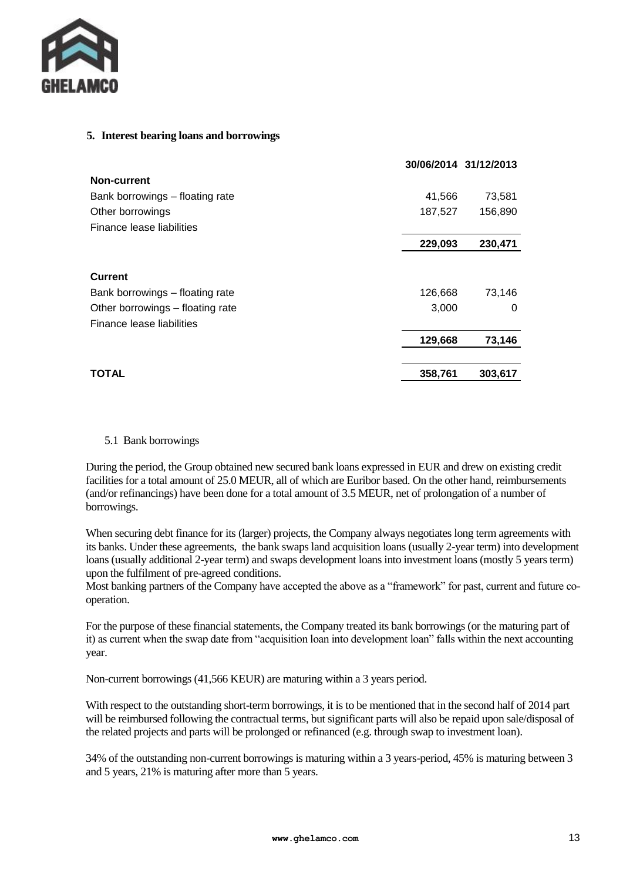## 5. Interest bearing loans and borrowings

| | 30/06/2014 | 31/12/2013 |
|---|---|---|
| **Non-current** | | |
| Bank borrowings – floating rate | 41,566 | 73,581 |
| Other borrowings | 187,527 | 156,890 |
| Finance lease liabilities | | |
| | **229,093** | **230,471** |
| **Current** | | |
| Bank borrowings – floating rate | 126,668 | 73,146 |
| Other borrowings – floating rate | 3,000 | 0 |
| Finance lease liabilities | | |
| | **129,668** | **73,146** |
| **TOTAL** | **358,761** | **303,617** |

### 5.1 Bank borrowings

During the period, the Group obtained new secured bank loans expressed in EUR and drew on existing credit facilities for a total amount of 25.0 MEUR, all of which are Euribor based. On the other hand, reimbursements (and/or refinancings) have been done for a total amount of 3.5 MEUR, net of prolongation of a number of borrowings.

When securing debt finance for its (larger) projects, the Company always negotiates long term agreements with its banks. Under these agreements, the bank swaps land acquisition loans (usually 2-year term) into development loans (usually additional 2-year term) and swaps development loans into investment loans (mostly 5 years term) upon the fulfilment of pre-agreed conditions.
Most banking partners of the Company have accepted the above as a "framework" for past, current and future co-operation.

For the purpose of these financial statements, the Company treated its bank borrowings (or the maturing part of it) as current when the swap date from "acquisition loan into development loan" falls within the next accounting year.

Non-current borrowings (41,566 KEUR) are maturing within a 3 years period.

With respect to the outstanding short-term borrowings, it is to be mentioned that in the second half of 2014 part will be reimbursed following the contractual terms, but significant parts will also be repaid upon sale/disposal of the related projects and parts will be prolonged or refinanced (e.g. through swap to investment loan).

34% of the outstanding non-current borrowings is maturing within a 3 years-period, 45% is maturing between 3 and 5 years, 21% is maturing after more than 5 years.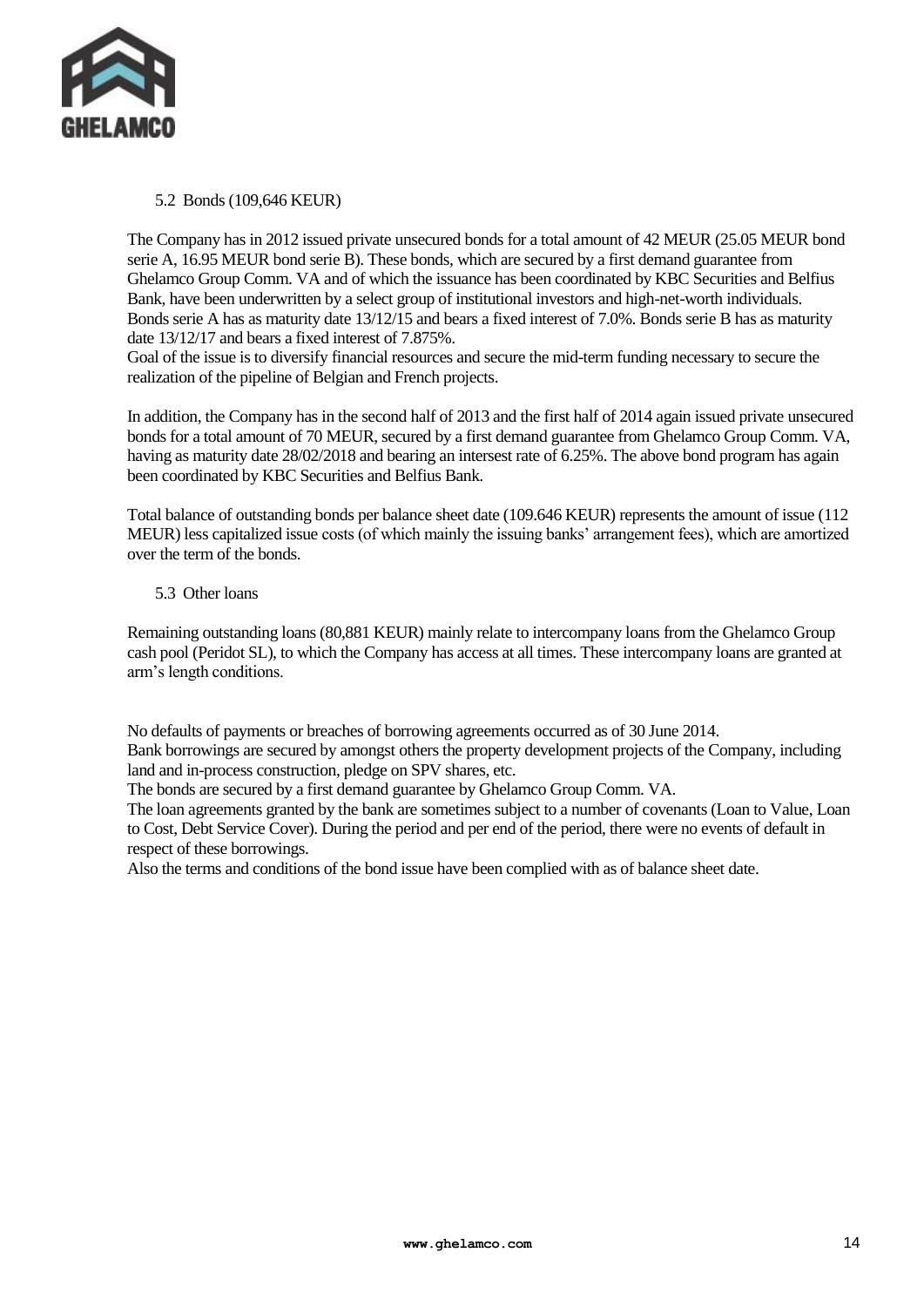### 5.2 Bonds (109,646 KEUR)

The Company has in 2012 issued private unsecured bonds for a total amount of 42 MEUR (25.05 MEUR bond serie A, 16.95 MEUR bond serie B). These bonds, which are secured by a first demand guarantee from Ghelamco Group Comm. VA and of which the issuance has been coordinated by KBC Securities and Belfius Bank, have been underwritten by a select group of institutional investors and high-net-worth individuals. Bonds serie A has as maturity date 13/12/15 and bears a fixed interest of 7.0%. Bonds serie B has as maturity date 13/12/17 and bears a fixed interest of 7.875%.
Goal of the issue is to diversify financial resources and secure the mid-term funding necessary to secure the realization of the pipeline of Belgian and French projects.

In addition, the Company has in the second half of 2013 and the first half of 2014 again issued private unsecured bonds for a total amount of 70 MEUR, secured by a first demand guarantee from Ghelamco Group Comm. VA, having as maturity date 28/02/2018 and bearing an intersest rate of 6.25%. The above bond program has again been coordinated by KBC Securities and Belfius Bank.

Total balance of outstanding bonds per balance sheet date (109.646 KEUR) represents the amount of issue (112 MEUR) less capitalized issue costs (of which mainly the issuing banks' arrangement fees), which are amortized over the term of the bonds.

### 5.3 Other loans

Remaining outstanding loans (80,881 KEUR) mainly relate to intercompany loans from the Ghelamco Group cash pool (Peridot SL), to which the Company has access at all times. These intercompany loans are granted at arm's length conditions.

No defaults of payments or breaches of borrowing agreements occurred as of 30 June 2014.
Bank borrowings are secured by amongst others the property development projects of the Company, including land and in-process construction, pledge on SPV shares, etc.
The bonds are secured by a first demand guarantee by Ghelamco Group Comm. VA.
The loan agreements granted by the bank are sometimes subject to a number of covenants (Loan to Value, Loan to Cost, Debt Service Cover). During the period and per end of the period, there were no events of default in respect of these borrowings.
Also the terms and conditions of the bond issue have been complied with as of balance sheet date.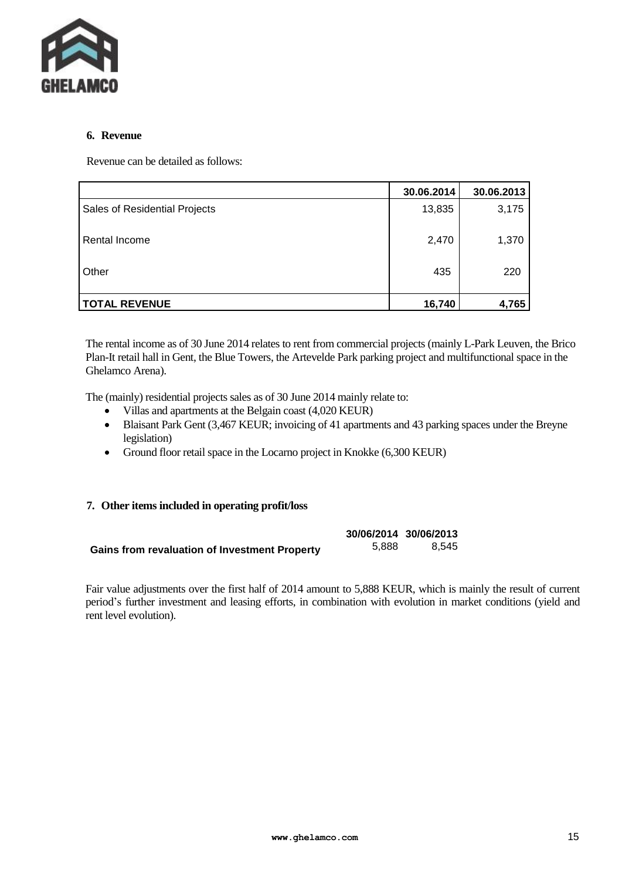## 6. Revenue

Revenue can be detailed as follows:

| | 30.06.2014 | 30.06.2013 |
|---|---|---|
| Sales of Residential Projects | 13,835 | 3,175 |
| Rental Income | 2,470 | 1,370 |
| Other | 435 | 220 |
| **TOTAL REVENUE** | **16,740** | **4,765** |

The rental income as of 30 June 2014 relates to rent from commercial projects (mainly L-Park Leuven, the Brico Plan-It retail hall in Gent, the Blue Towers, the Artevelde Park parking project and multifunctional space in the Ghelamco Arena).

The (mainly) residential projects sales as of 30 June 2014 mainly relate to:

- Villas and apartments at the Belgain coast (4,020 KEUR)
- Blaisant Park Gent (3,467 KEUR; invoicing of 41 apartments and 43 parking spaces under the Breyne legislation)
- Ground floor retail space in the Locarno project in Knokke (6,300 KEUR)

## 7. Other items included in operating profit/loss

| | 30/06/2014 | 30/06/2013 |
|---|---|---|
| **Gains from revaluation of Investment Property** | 5,888 | 8,545 |

Fair value adjustments over the first half of 2014 amount to 5,888 KEUR, which is mainly the result of current period's further investment and leasing efforts, in combination with evolution in market conditions (yield and rent level evolution).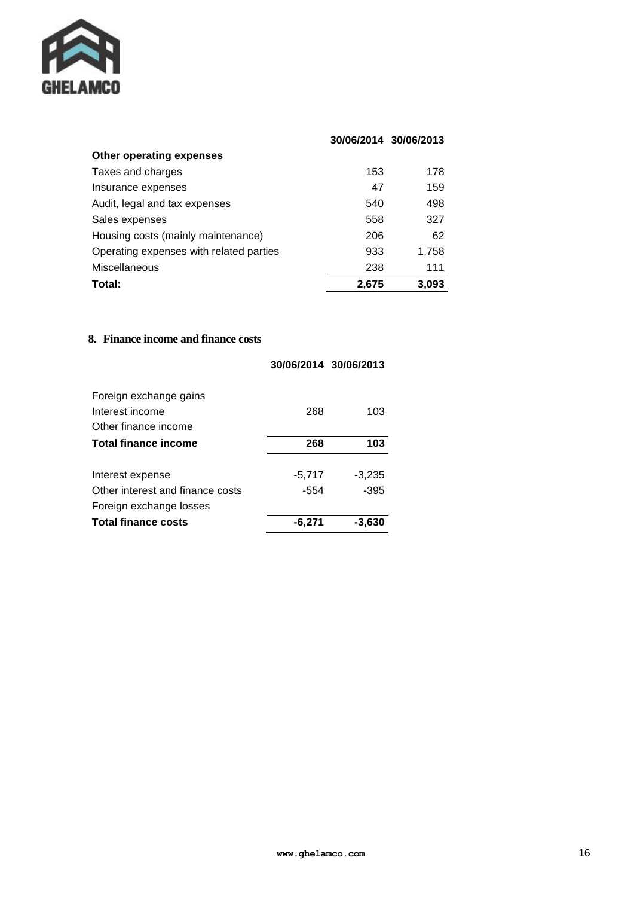| | 30/06/2014 | 30/06/2013 |
|---|---|---|
| **Other operating expenses** | | |
| Taxes and charges | 153 | 178 |
| Insurance expenses | 47 | 159 |
| Audit, legal and tax expenses | 540 | 498 |
| Sales expenses | 558 | 327 |
| Housing costs (mainly maintenance) | 206 | 62 |
| Operating expenses with related parties | 933 | 1,758 |
| Miscellaneous | 238 | 111 |
| **Total:** | **2,675** | **3,093** |

## 8. Finance income and finance costs

| | 30/06/2014 | 30/06/2013 |
|---|---|---|
| Foreign exchange gains | | |
| Interest income | 268 | 103 |
| Other finance income | | |
| **Total finance income** | **268** | **103** |
| | | |
| Interest expense | -5,717 | -3,235 |
| Other interest and finance costs | -554 | -395 |
| Foreign exchange losses | | |
| **Total finance costs** | **-6,271** | **-3,630** |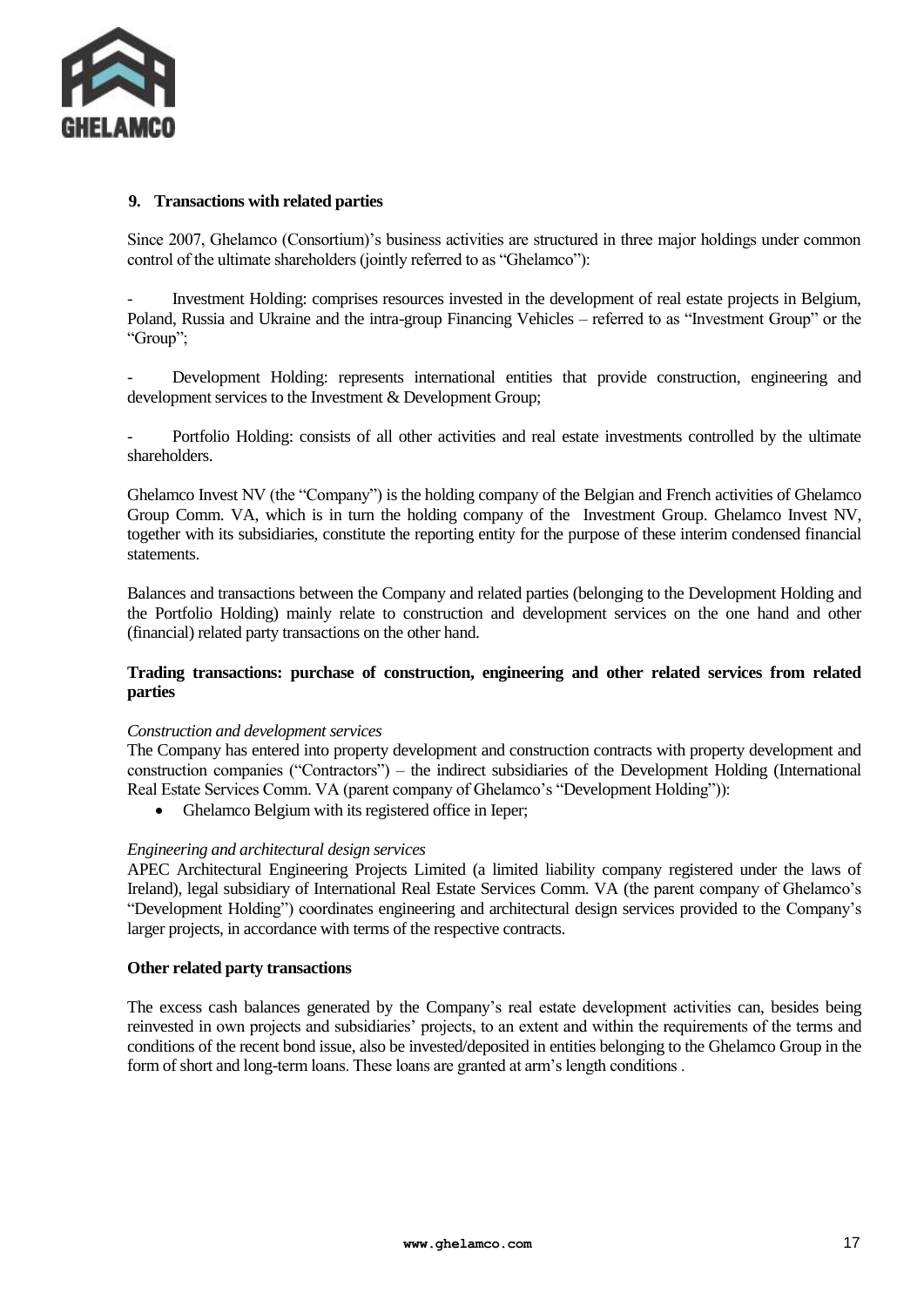## 9. Transactions with related parties

Since 2007, Ghelamco (Consortium)'s business activities are structured in three major holdings under common control of the ultimate shareholders (jointly referred to as "Ghelamco"):

- Investment Holding: comprises resources invested in the development of real estate projects in Belgium, Poland, Russia and Ukraine and the intra-group Financing Vehicles – referred to as "Investment Group" or the "Group";

- Development Holding: represents international entities that provide construction, engineering and development services to the Investment & Development Group;

- Portfolio Holding: consists of all other activities and real estate investments controlled by the ultimate shareholders.

Ghelamco Invest NV (the "Company") is the holding company of the Belgian and French activities of Ghelamco Group Comm. VA, which is in turn the holding company of the Investment Group. Ghelamco Invest NV, together with its subsidiaries, constitute the reporting entity for the purpose of these interim condensed financial statements.

Balances and transactions between the Company and related parties (belonging to the Development Holding and the Portfolio Holding) mainly relate to construction and development services on the one hand and other (financial) related party transactions on the other hand.

**Trading transactions: purchase of construction, engineering and other related services from related parties**

*Construction and development services*

The Company has entered into property development and construction contracts with property development and construction companies ("Contractors") – the indirect subsidiaries of the Development Holding (International Real Estate Services Comm. VA (parent company of Ghelamco's "Development Holding")):

- Ghelamco Belgium with its registered office in Ieper;

*Engineering and architectural design services*

APEC Architectural Engineering Projects Limited (a limited liability company registered under the laws of Ireland), legal subsidiary of International Real Estate Services Comm. VA (the parent company of Ghelamco's "Development Holding") coordinates engineering and architectural design services provided to the Company's larger projects, in accordance with terms of the respective contracts.

**Other related party transactions**

The excess cash balances generated by the Company's real estate development activities can, besides being reinvested in own projects and subsidiaries' projects, to an extent and within the requirements of the terms and conditions of the recent bond issue, also be invested/deposited in entities belonging to the Ghelamco Group in the form of short and long-term loans. These loans are granted at arm's length conditions .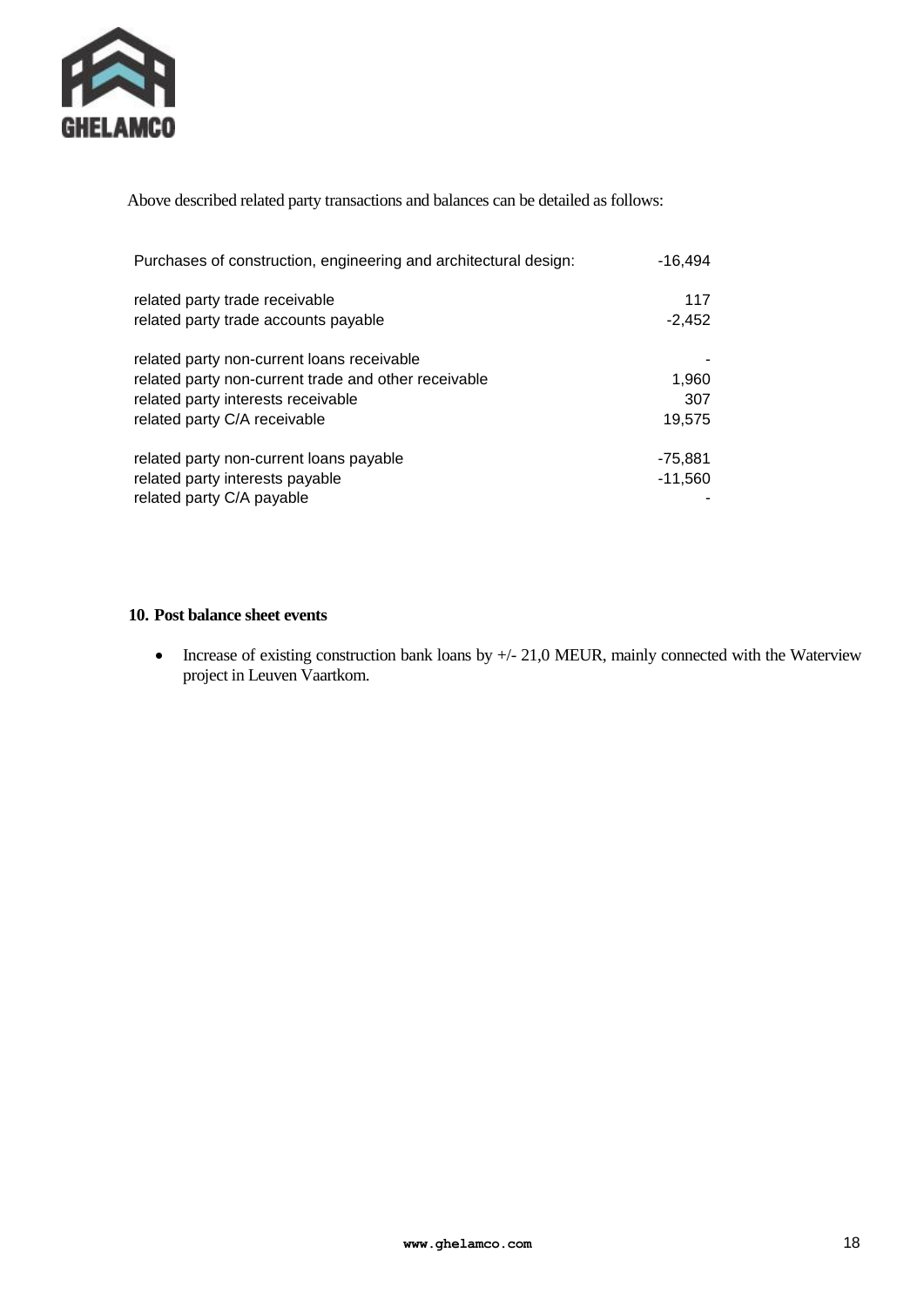Above described related party transactions and balances can be detailed as follows:

| | |
|---|---:|
| Purchases of construction, engineering and architectural design: | -16,494 |
| | |
| related party trade receivable | 117 |
| related party trade accounts payable | -2,452 |
| | |
| related party non-current loans receivable | - |
| related party non-current trade and other receivable | 1,960 |
| related party interests receivable | 307 |
| related party C/A receivable | 19,575 |
| | |
| related party non-current loans payable | -75,881 |
| related party interests payable | -11,560 |
| related party C/A payable | - |

## 10. Post balance sheet events

- Increase of existing construction bank loans by +/- 21,0 MEUR, mainly connected with the Waterview project in Leuven Vaartkom.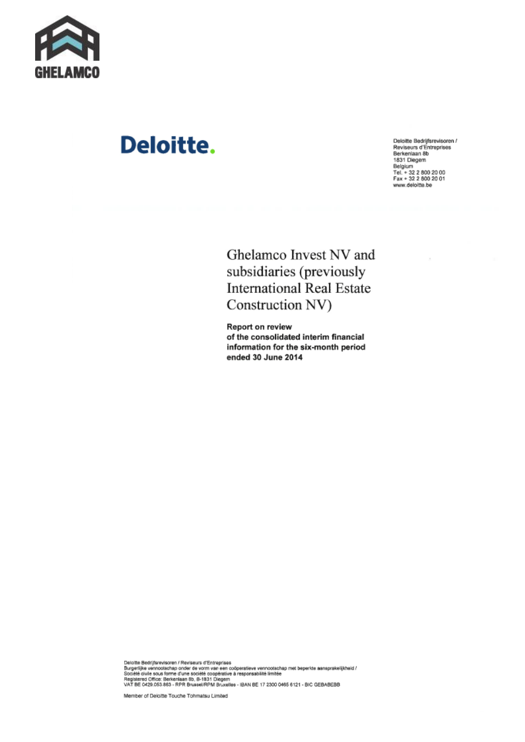GHELAMCO

Deloitte.

Deloitte Bedrijfsrevisoren /
Reviseurs d'Entreprises
Berkenlaan 8b
1831 Diegem
Belgium
Tel. + 32 2 800 20 00
Fax + 32 2 800 20 01
www.deloitte.be

# Ghelamco Invest NV and subsidiaries (previously International Real Estate Construction NV)

**Report on review of the consolidated interim financial information for the six-month period ended 30 June 2014**

Deloitte Bedrijfsrevisoren / Reviseurs d'Entreprises
Burgerlijke vennootschap onder de vorm van een coöperatieve vennootschap met beperkte aansprakelijkheid /
Société civile sous forme d'une société coopérative à responsabilité limitée
Registered Office: Berkenlaan 8b, B-1831 Diegem
VAT BE 0429.053.863 - RPR Brussel/RPM Bruxelles - IBAN BE 17 2300 0465 6121 - BIC GEBABEBB

Member of Deloitte Touche Tohmatsu Limited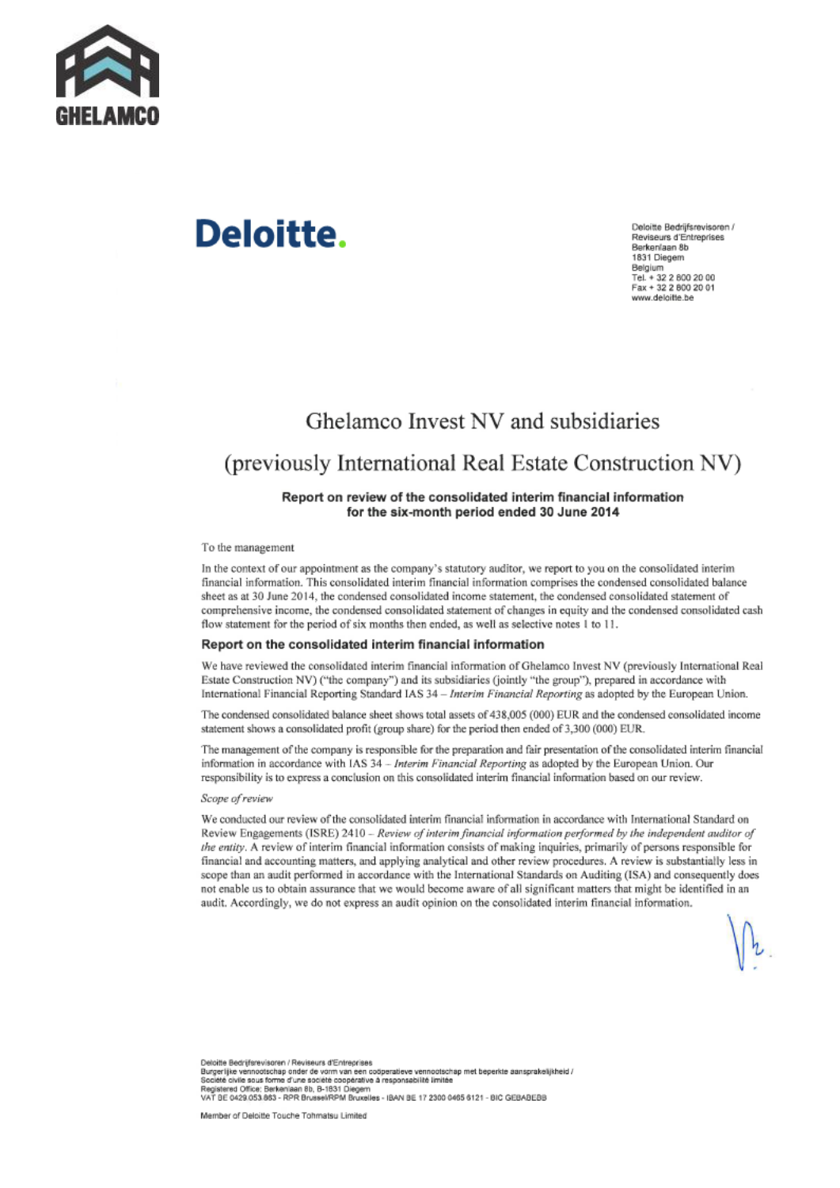GHELAMCO

Deloitte.

Deloitte Bedrijfsrevisoren /
Reviseurs d'Entreprises
Berkenlaan 8b
1831 Diegem
Belgium
Tel. + 32 2 800 20 00
Fax + 32 2 800 20 01
www.deloitte.be

# Ghelamco Invest NV and subsidiaries

# (previously International Real Estate Construction NV)

**Report on review of the consolidated interim financial information for the six-month period ended 30 June 2014**

To the management

In the context of our appointment as the company's statutory auditor, we report to you on the consolidated interim financial information. This consolidated interim financial information comprises the condensed consolidated balance sheet as at 30 June 2014, the condensed consolidated income statement, the condensed consolidated statement of comprehensive income, the condensed consolidated statement of changes in equity and the condensed consolidated cash flow statement for the period of six months then ended, as well as selective notes 1 to 11.

## Report on the consolidated interim financial information

We have reviewed the consolidated interim financial information of Ghelamco Invest NV (previously International Real Estate Construction NV) ("the company") and its subsidiaries (jointly "the group"), prepared in accordance with International Financial Reporting Standard IAS 34 – *Interim Financial Reporting* as adopted by the European Union.

The condensed consolidated balance sheet shows total assets of 438,005 (000) EUR and the condensed consolidated income statement shows a consolidated profit (group share) for the period then ended of 3,300 (000) EUR.

The management of the company is responsible for the preparation and fair presentation of the consolidated interim financial information in accordance with IAS 34 – *Interim Financial Reporting* as adopted by the European Union. Our responsibility is to express a conclusion on this consolidated interim financial information based on our review.

*Scope of review*

We conducted our review of the consolidated interim financial information in accordance with International Standard on Review Engagements (ISRE) 2410 – *Review of interim financial information performed by the independent auditor of the entity*. A review of interim financial information consists of making inquiries, primarily of persons responsible for financial and accounting matters, and applying analytical and other review procedures. A review is substantially less in scope than an audit performed in accordance with the International Standards on Auditing (ISA) and consequently does not enable us to obtain assurance that we would become aware of all significant matters that might be identified in an audit. Accordingly, we do not express an audit opinion on the consolidated interim financial information.

Deloitte Bedrijfsrevisoren / Reviseurs d'Entreprises
Burgerlijke vennootschap onder de vorm van een coöperatieve vennootschap met beperkte aansprakelijkheid /
Société civile sous forme d'une société coopérative à responsabilité limitée
Registered Office: Berkenlaan 8b, B-1831 Diegem
VAT BE 0429.053.863 - RPR Brussel/RPM Bruxelles - IBAN BE 17 2300 0465 6121 - BIC GEBABEBB

Member of Deloitte Touche Tohmatsu Limited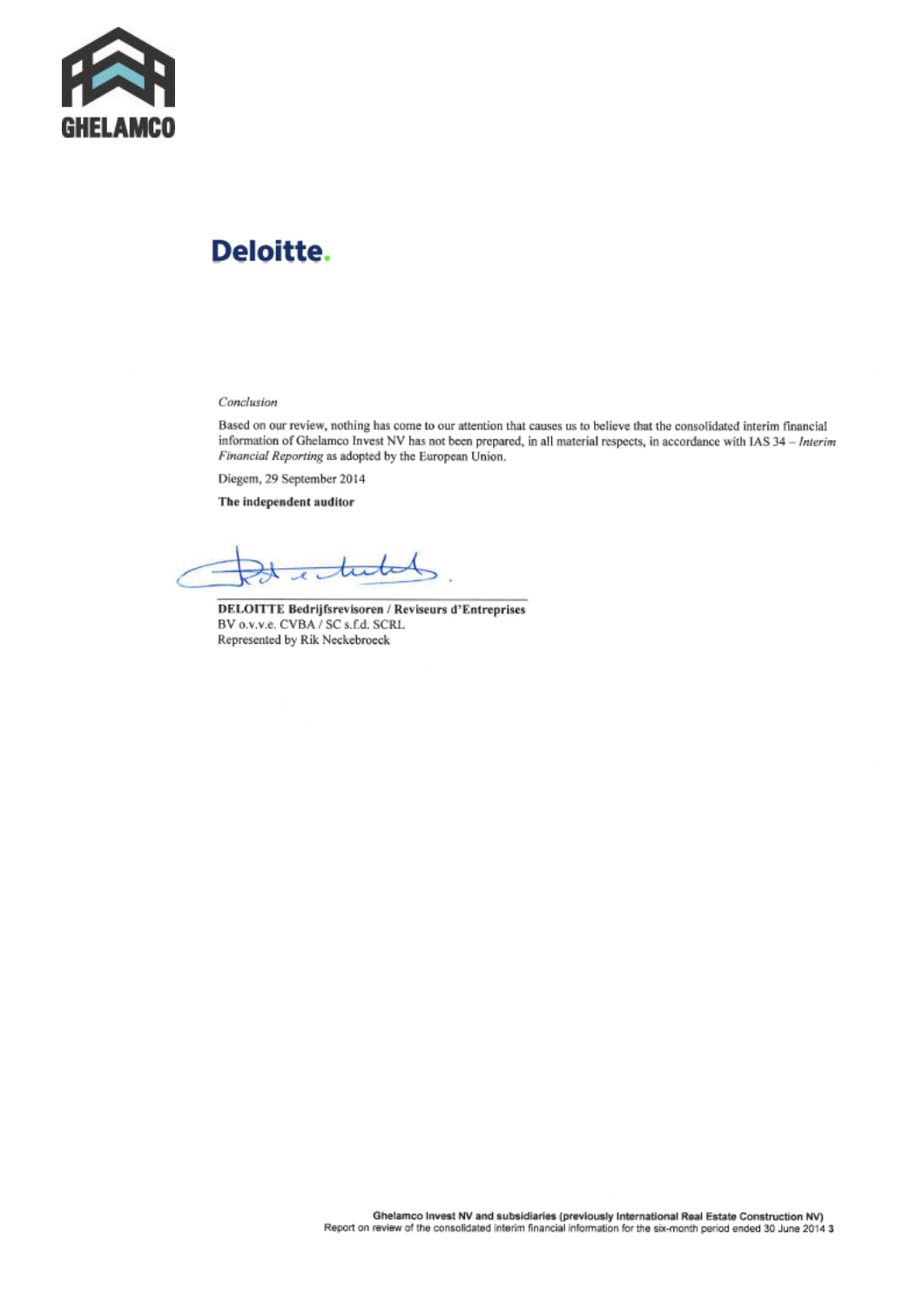Deloitte.

*Conclusion*

Based on our review, nothing has come to our attention that causes us to believe that the consolidated interim financial information of Ghelamco Invest NV has not been prepared, in all material respects, in accordance with IAS 34 – *Interim Financial Reporting* as adopted by the European Union.

Diegem, 29 September 2014

**The independent auditor**

**DELOITTE Bedrijfsrevisoren / Reviseurs d'Entreprises**
BV o.v.v.e. CVBA / SC s.f.d. SCRL
Represented by Rik Neckebroeck